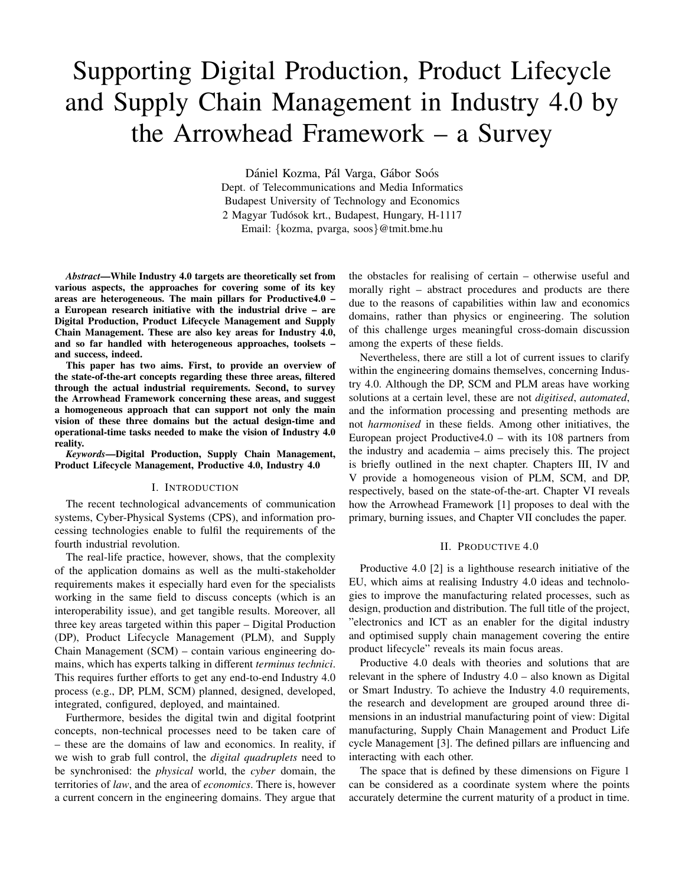# Supporting Digital Production, Product Lifecycle and Supply Chain Management in Industry 4.0 by the Arrowhead Framework – a Survey

Dániel Kozma, Pál Varga, Gábor Soós
Dept. of Telecommunications and Media Informatics
Budapest University of Technology and Economics
2 Magyar Tudósok krt., Budapest, Hungary, H-1117
Email: {kozma, pvarga, soos}@tmit.bme.hu

***Abstract*—While Industry 4.0 targets are theoretically set from various aspects, the approaches for covering some of its key areas are heterogeneous. The main pillars for Productive4.0 – a European research initiative with the industrial drive – are Digital Production, Product Lifecycle Management and Supply Chain Management. These are also key areas for Industry 4.0, and so far handled with heterogeneous approaches, toolsets – and success, indeed.**

**This paper has two aims. First, to provide an overview of the state-of-the-art concepts regarding these three areas, filtered through the actual industrial requirements. Second, to survey the Arrowhead Framework concerning these areas, and suggest a homogeneous approach that can support not only the main vision of these three domains but the actual design-time and operational-time tasks needed to make the vision of Industry 4.0 reality.**

***Keywords*—Digital Production, Supply Chain Management, Product Lifecycle Management, Productive 4.0, Industry 4.0**

## I. Introduction

The recent technological advancements of communication systems, Cyber-Physical Systems (CPS), and information processing technologies enable to fulfil the requirements of the fourth industrial revolution.

The real-life practice, however, shows, that the complexity of the application domains as well as the multi-stakeholder requirements makes it especially hard even for the specialists working in the same field to discuss concepts (which is an interoperability issue), and get tangible results. Moreover, all three key areas targeted within this paper – Digital Production (DP), Product Lifecycle Management (PLM), and Supply Chain Management (SCM) – contain various engineering domains, which has experts talking in different *terminus technici*. This requires further efforts to get any end-to-end Industry 4.0 process (e.g., DP, PLM, SCM) planned, designed, developed, integrated, configured, deployed, and maintained.

Furthermore, besides the digital twin and digital footprint concepts, non-technical processes need to be taken care of – these are the domains of law and economics. In reality, if we wish to grab full control, the *digital quadruplets* need to be synchronised: the *physical* world, the *cyber* domain, the territories of *law*, and the area of *economics*. There is, however a current concern in the engineering domains. They argue that the obstacles for realising of certain – otherwise useful and morally right – abstract procedures and products are there due to the reasons of capabilities within law and economics domains, rather than physics or engineering. The solution of this challenge urges meaningful cross-domain discussion among the experts of these fields.

Nevertheless, there are still a lot of current issues to clarify within the engineering domains themselves, concerning Industry 4.0. Although the DP, SCM and PLM areas have working solutions at a certain level, these are not *digitised*, *automated*, and the information processing and presenting methods are not *harmonised* in these fields. Among other initiatives, the European project Productive4.0 – with its 108 partners from the industry and academia – aims precisely this. The project is briefly outlined in the next chapter. Chapters III, IV and V provide a homogeneous vision of PLM, SCM, and DP, respectively, based on the state-of-the-art. Chapter VI reveals how the Arrowhead Framework [1] proposes to deal with the primary, burning issues, and Chapter VII concludes the paper.

## II. Productive 4.0

Productive 4.0 [2] is a lighthouse research initiative of the EU, which aims at realising Industry 4.0 ideas and technologies to improve the manufacturing related processes, such as design, production and distribution. The full title of the project, "electronics and ICT as an enabler for the digital industry and optimised supply chain management covering the entire product lifecycle" reveals its main focus areas.

Productive 4.0 deals with theories and solutions that are relevant in the sphere of Industry 4.0 – also known as Digital or Smart Industry. To achieve the Industry 4.0 requirements, the research and development are grouped around three dimensions in an industrial manufacturing point of view: Digital manufacturing, Supply Chain Management and Product Life cycle Management [3]. The defined pillars are influencing and interacting with each other.

The space that is defined by these dimensions on Figure 1 can be considered as a coordinate system where the points accurately determine the current maturity of a product in time.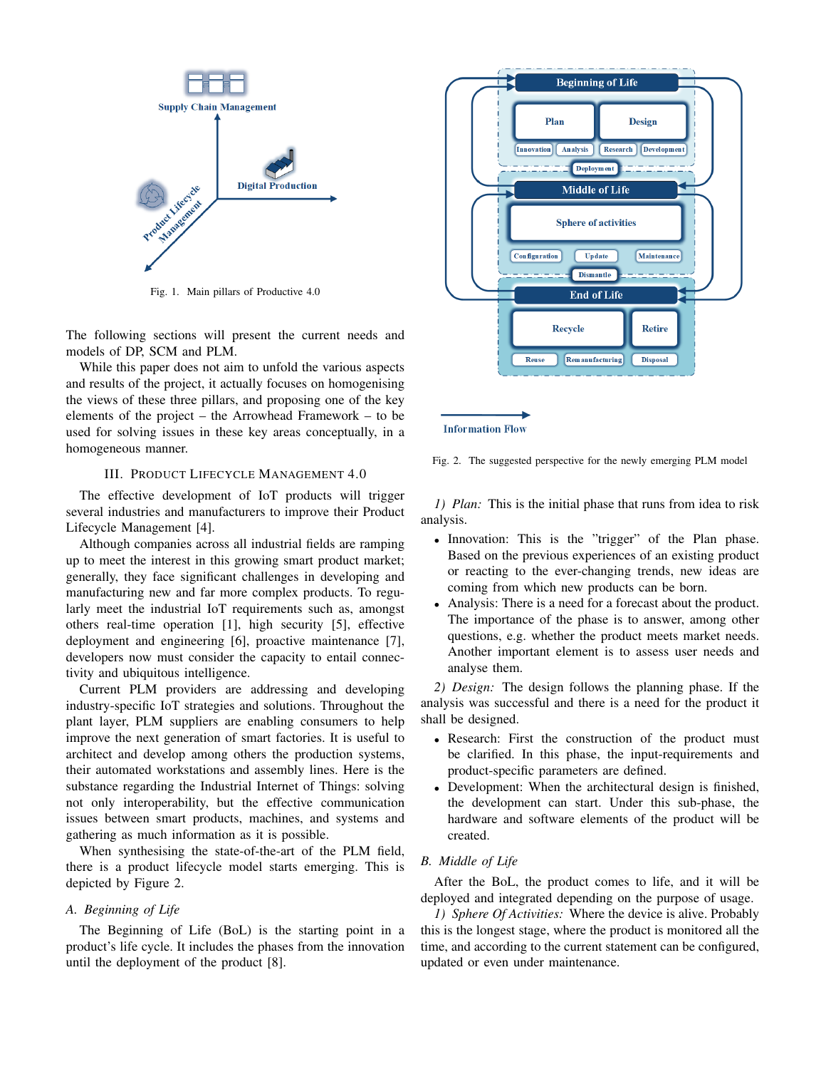Supply Chain Management

Digital Production

Product Lifecycle Management

Fig. 1. Main pillars of Productive 4.0

The following sections will present the current needs and models of DP, SCM and PLM.

While this paper does not aim to unfold the various aspects and results of the project, it actually focuses on homogenising the views of these three pillars, and proposing one of the key elements of the project – the Arrowhead Framework – to be used for solving issues in these key areas conceptually, in a homogeneous manner.

## III. Product Lifecycle Management 4.0

The effective development of IoT products will trigger several industries and manufacturers to improve their Product Lifecycle Management [4].

Although companies across all industrial fields are ramping up to meet the interest in this growing smart product market; generally, they face significant challenges in developing and manufacturing new and far more complex products. To regularly meet the industrial IoT requirements such as, amongst others real-time operation [1], high security [5], effective deployment and engineering [6], proactive maintenance [7], developers now must consider the capacity to entail connectivity and ubiquitous intelligence.

Current PLM providers are addressing and developing industry-specific IoT strategies and solutions. Throughout the plant layer, PLM suppliers are enabling consumers to help improve the next generation of smart factories. It is useful to architect and develop among others the production systems, their automated workstations and assembly lines. Here is the substance regarding the Industrial Internet of Things: solving not only interoperability, but the effective communication issues between smart products, machines, and systems and gathering as much information as it is possible.

When synthesising the state-of-the-art of the PLM field, there is a product lifecycle model starts emerging. This is depicted by Figure 2.

### A. Beginning of Life

The Beginning of Life (BoL) is the starting point in a product's life cycle. It includes the phases from the innovation until the deployment of the product [8].

Beginning of Life

Plan

Design

Innovation

Analysis

Research

Development

Deployment

Middle of Life

Sphere of activities

Configuration

Update

Maintenance

Dismantle

End of Life

Recycle

Retire

Reuse

Remanufacturing

Disposal

Information Flow

Fig. 2. The suggested perspective for the newly emerging PLM model

*1) Plan:* This is the initial phase that runs from idea to risk analysis.

- Innovation: This is the "trigger" of the Plan phase. Based on the previous experiences of an existing product or reacting to the ever-changing trends, new ideas are coming from which new products can be born.
- Analysis: There is a need for a forecast about the product. The importance of the phase is to answer, among other questions, e.g. whether the product meets market needs. Another important element is to assess user needs and analyse them.

*2) Design:* The design follows the planning phase. If the analysis was successful and there is a need for the product it shall be designed.

- Research: First the construction of the product must be clarified. In this phase, the input-requirements and product-specific parameters are defined.
- Development: When the architectural design is finished, the development can start. Under this sub-phase, the hardware and software elements of the product will be created.

### B. Middle of Life

After the BoL, the product comes to life, and it will be deployed and integrated depending on the purpose of usage.

*1) Sphere Of Activities:* Where the device is alive. Probably this is the longest stage, where the product is monitored all the time, and according to the current statement can be configured, updated or even under maintenance.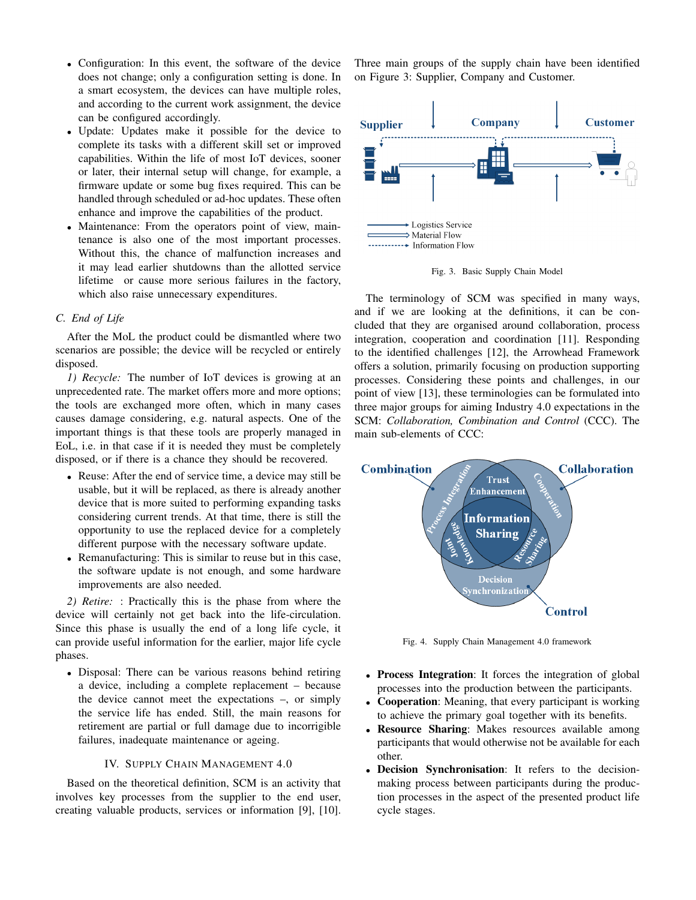- Configuration: In this event, the software of the device does not change; only a configuration setting is done. In a smart ecosystem, the devices can have multiple roles, and according to the current work assignment, the device can be configured accordingly.
- Update: Updates make it possible for the device to complete its tasks with a different skill set or improved capabilities. Within the life of most IoT devices, sooner or later, their internal setup will change, for example, a firmware update or some bug fixes required. This can be handled through scheduled or ad-hoc updates. These often enhance and improve the capabilities of the product.
- Maintenance: From the operators point of view, maintenance is also one of the most important processes. Without this, the chance of malfunction increases and it may lead earlier shutdowns than the allotted service lifetime or cause more serious failures in the factory, which also raise unnecessary expenditures.

### C. End of Life

After the MoL the product could be dismantled where two scenarios are possible; the device will be recycled or entirely disposed.

*1) Recycle:* The number of IoT devices is growing at an unprecedented rate. The market offers more and more options; the tools are exchanged more often, which in many cases causes damage considering, e.g. natural aspects. One of the important things is that these tools are properly managed in EoL, i.e. in that case if it is needed they must be completely disposed, or if there is a chance they should be recovered.

- Reuse: After the end of service time, a device may still be usable, but it will be replaced, as there is already another device that is more suited to performing expanding tasks considering current trends. At that time, there is still the opportunity to use the replaced device for a completely different purpose with the necessary software update.
- Remanufacturing: This is similar to reuse but in this case, the software update is not enough, and some hardware improvements are also needed.

*2) Retire:* : Practically this is the phase from where the device will certainly not get back into the life-circulation. Since this phase is usually the end of a long life cycle, it can provide useful information for the earlier, major life cycle phases.

- Disposal: There can be various reasons behind retiring a device, including a complete replacement – because the device cannot meet the expectations –, or simply the service life has ended. Still, the main reasons for retirement are partial or full damage due to incorrigible failures, inadequate maintenance or ageing.

## IV. Supply Chain Management 4.0

Based on the theoretical definition, SCM is an activity that involves key processes from the supplier to the end user, creating valuable products, services or information [9], [10]. Three main groups of the supply chain have been identified on Figure 3: Supplier, Company and Customer.

Supplier
Company
Customer
Logistics Service
Material Flow
Information Flow

Fig. 3. Basic Supply Chain Model

The terminology of SCM was specified in many ways, and if we are looking at the definitions, it can be concluded that they are organised around collaboration, process integration, cooperation and coordination [11]. Responding to the identified challenges [12], the Arrowhead Framework offers a solution, primarily focusing on production supporting processes. Considering these points and challenges, in our point of view [13], these terminologies can be formulated into three major groups for aiming Industry 4.0 expectations in the SCM: *Collaboration, Combination and Control* (CCC). The main sub-elements of CCC:

Combination
Collaboration
Control
Process Integration
Trust Enhancement
Cooperation
Information Sharing
Joint Knowledge
Resource Sharing
Decision Synchronization

Fig. 4. Supply Chain Management 4.0 framework

- **Process Integration**: It forces the integration of global processes into the production between the participants.
- **Cooperation**: Meaning, that every participant is working to achieve the primary goal together with its benefits.
- **Resource Sharing**: Makes resources available among participants that would otherwise not be available for each other.
- **Decision Synchronisation**: It refers to the decision-making process between participants during the production processes in the aspect of the presented product life cycle stages.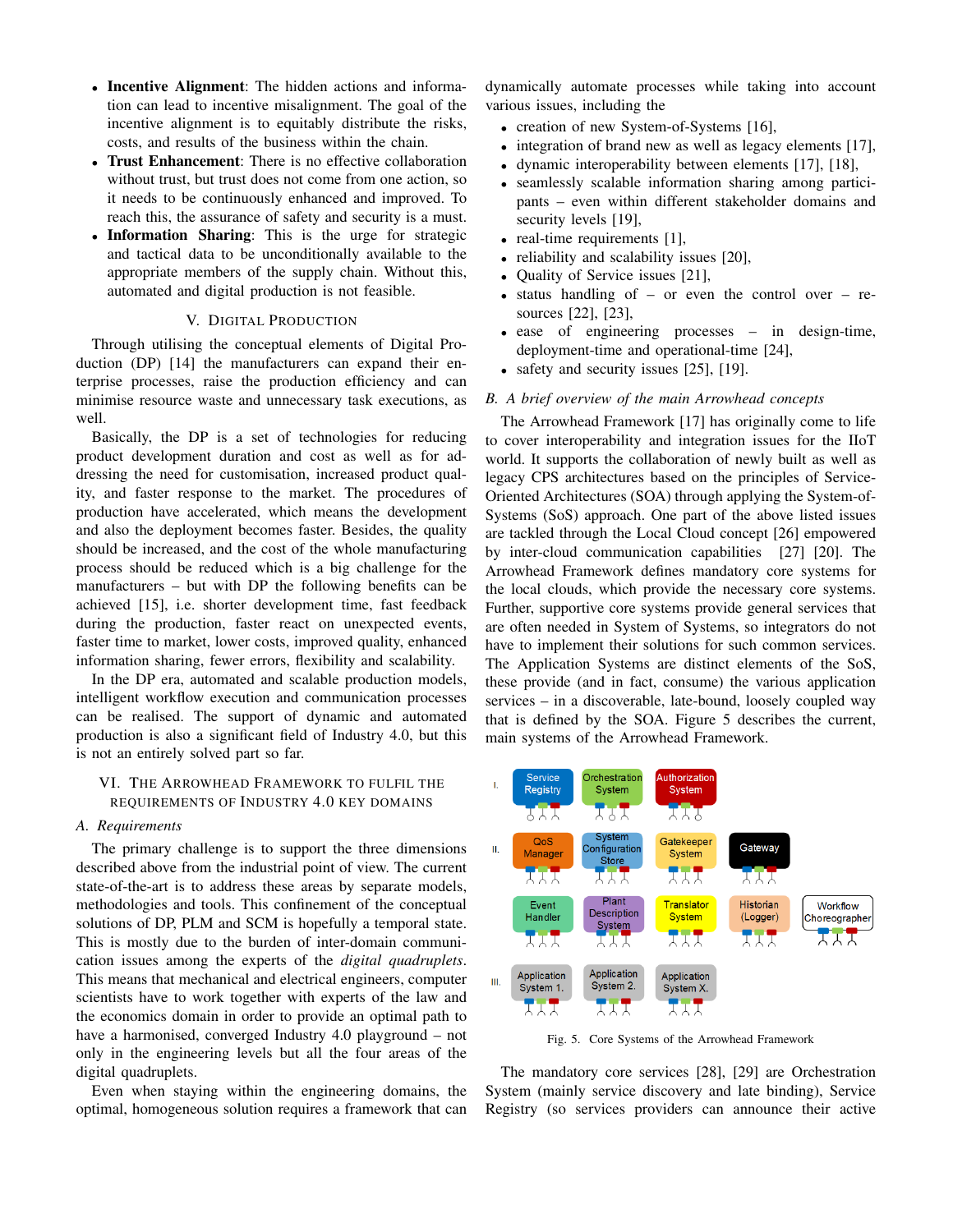- **Incentive Alignment**: The hidden actions and information can lead to incentive misalignment. The goal of the incentive alignment is to equitably distribute the risks, costs, and results of the business within the chain.
- **Trust Enhancement**: There is no effective collaboration without trust, but trust does not come from one action, so it needs to be continuously enhanced and improved. To reach this, the assurance of safety and security is a must.
- **Information Sharing**: This is the urge for strategic and tactical data to be unconditionally available to the appropriate members of the supply chain. Without this, automated and digital production is not feasible.

## V. Digital Production

Through utilising the conceptual elements of Digital Production (DP) [14] the manufacturers can expand their enterprise processes, raise the production efficiency and can minimise resource waste and unnecessary task executions, as well.

Basically, the DP is a set of technologies for reducing product development duration and cost as well as for addressing the need for customisation, increased product quality, and faster response to the market. The procedures of production have accelerated, which means the development and also the deployment becomes faster. Besides, the quality should be increased, and the cost of the whole manufacturing process should be reduced which is a big challenge for the manufacturers – but with DP the following benefits can be achieved [15], i.e. shorter development time, fast feedback during the production, faster react on unexpected events, faster time to market, lower costs, improved quality, enhanced information sharing, fewer errors, flexibility and scalability.

In the DP era, automated and scalable production models, intelligent workflow execution and communication processes can be realised. The support of dynamic and automated production is also a significant field of Industry 4.0, but this is not an entirely solved part so far.

## VI. The Arrowhead Framework to Fulfil the Requirements of Industry 4.0 Key Domains

### A. Requirements

The primary challenge is to support the three dimensions described above from the industrial point of view. The current state-of-the-art is to address these areas by separate models, methodologies and tools. This confinement of the conceptual solutions of DP, PLM and SCM is hopefully a temporal state. This is mostly due to the burden of inter-domain communication issues among the experts of the *digital quadruplets*. This means that mechanical and electrical engineers, computer scientists have to work together with experts of the law and the economics domain in order to provide an optimal path to have a harmonised, converged Industry 4.0 playground – not only in the engineering levels but all the four areas of the digital quadruplets.

Even when staying within the engineering domains, the optimal, homogeneous solution requires a framework that can dynamically automate processes while taking into account various issues, including the

- creation of new System-of-Systems [16],
- integration of brand new as well as legacy elements [17],
- dynamic interoperability between elements [17], [18],
- seamlessly scalable information sharing among participants – even within different stakeholder domains and security levels [19],
- real-time requirements [1],
- reliability and scalability issues [20],
- Quality of Service issues [21],
- status handling of – or even the control over – resources [22], [23],
- ease of engineering processes – in design-time, deployment-time and operational-time [24],
- safety and security issues [25], [19].

### B. A brief overview of the main Arrowhead concepts

The Arrowhead Framework [17] has originally come to life to cover interoperability and integration issues for the IIoT world. It supports the collaboration of newly built as well as legacy CPS architectures based on the principles of Service-Oriented Architectures (SOA) through applying the System-of-Systems (SoS) approach. One part of the above listed issues are tackled through the Local Cloud concept [26] empowered by inter-cloud communication capabilities [27] [20]. The Arrowhead Framework defines mandatory core systems for the local clouds, which provide the necessary core systems. Further, supportive core systems provide general services that are often needed in System of Systems, so integrators do not have to implement their solutions for such common services. The Application Systems are distinct elements of the SoS, these provide (and in fact, consume) the various application services – in a discoverable, late-bound, loosely coupled way that is defined by the SOA. Figure 5 describes the current, main systems of the Arrowhead Framework.

I.
Service Registry
Orchestration System
Authorization System

II.
QoS Manager
System Configuration Store
Gatekeeper System
Gateway
Event Handler
Plant Description System
Translator System
Historian (Logger)
Workflow Choreographer

III.
Application System 1.
Application System 2.
Application System X.

Fig. 5. Core Systems of the Arrowhead Framework

The mandatory core services [28], [29] are Orchestration System (mainly service discovery and late binding), Service Registry (so services providers can announce their active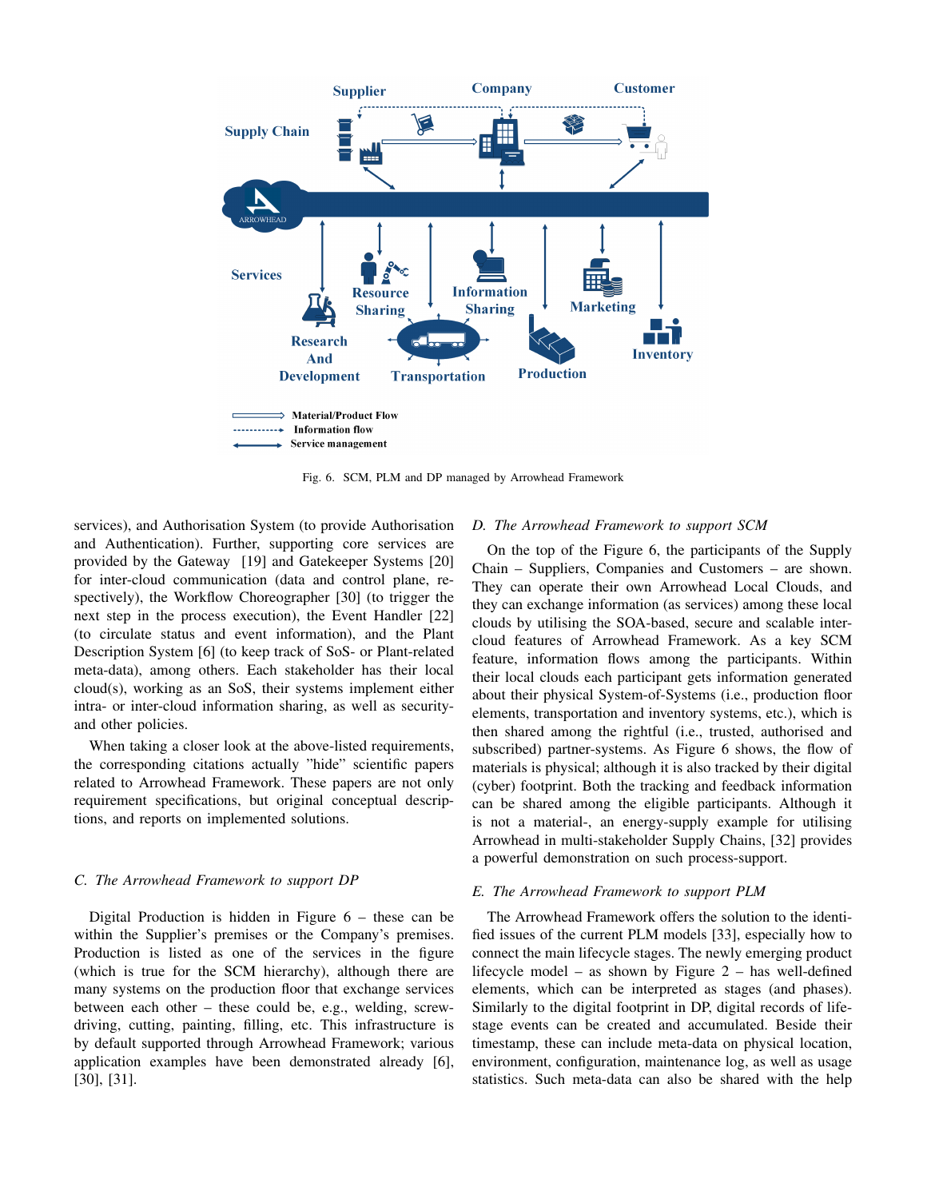Supplier

Company

Customer

Supply Chain

ARROWHEAD

Services

Resource Sharing

Information Sharing

Marketing

Inventory

Research And Development

Transportation

Production

Material/Product Flow

Information flow

Service management

Fig. 6. SCM, PLM and DP managed by Arrowhead Framework

services), and Authorisation System (to provide Authorisation and Authentication). Further, supporting core services are provided by the Gateway [19] and Gatekeeper Systems [20] for inter-cloud communication (data and control plane, respectively), the Workflow Choreographer [30] (to trigger the next step in the process execution), the Event Handler [22] (to circulate status and event information), and the Plant Description System [6] (to keep track of SoS- or Plant-related meta-data), among others. Each stakeholder has their local cloud(s), working as an SoS, their systems implement either intra- or inter-cloud information sharing, as well as security- and other policies.

When taking a closer look at the above-listed requirements, the corresponding citations actually "hide" scientific papers related to Arrowhead Framework. These papers are not only requirement specifications, but original conceptual descriptions, and reports on implemented solutions.

### C. The Arrowhead Framework to support DP

Digital Production is hidden in Figure 6 – these can be within the Supplier's premises or the Company's premises. Production is listed as one of the services in the figure (which is true for the SCM hierarchy), although there are many systems on the production floor that exchange services between each other – these could be, e.g., welding, screw-driving, cutting, painting, filling, etc. This infrastructure is by default supported through Arrowhead Framework; various application examples have been demonstrated already [6], [30], [31].

### D. The Arrowhead Framework to support SCM

On the top of the Figure 6, the participants of the Supply Chain – Suppliers, Companies and Customers – are shown. They can operate their own Arrowhead Local Clouds, and they can exchange information (as services) among these local clouds by utilising the SOA-based, secure and scalable inter-cloud features of Arrowhead Framework. As a key SCM feature, information flows among the participants. Within their local clouds each participant gets information generated about their physical System-of-Systems (i.e., production floor elements, transportation and inventory systems, etc.), which is then shared among the rightful (i.e., trusted, authorised and subscribed) partner-systems. As Figure 6 shows, the flow of materials is physical; although it is also tracked by their digital (cyber) footprint. Both the tracking and feedback information can be shared among the eligible participants. Although it is not a material-, an energy-supply example for utilising Arrowhead in multi-stakeholder Supply Chains, [32] provides a powerful demonstration on such process-support.

### E. The Arrowhead Framework to support PLM

The Arrowhead Framework offers the solution to the identified issues of the current PLM models [33], especially how to connect the main lifecycle stages. The newly emerging product lifecycle model – as shown by Figure 2 – has well-defined elements, which can be interpreted as stages (and phases). Similarly to the digital footprint in DP, digital records of life-stage events can be created and accumulated. Beside their timestamp, these can include meta-data on physical location, environment, configuration, maintenance log, as well as usage statistics. Such meta-data can also be shared with the help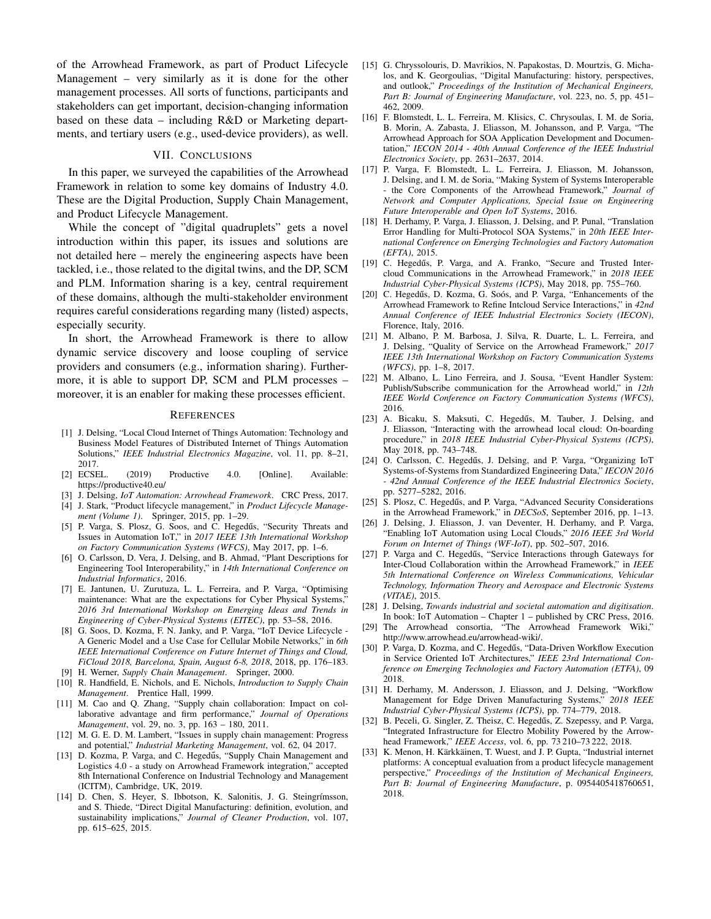of the Arrowhead Framework, as part of Product Lifecycle Management – very similarly as it is done for the other management processes. All sorts of functions, participants and stakeholders can get important, decision-changing information based on these data – including R&D or Marketing departments, and tertiary users (e.g., used-device providers), as well.

## VII. Conclusions

In this paper, we surveyed the capabilities of the Arrowhead Framework in relation to some key domains of Industry 4.0. These are the Digital Production, Supply Chain Management, and Product Lifecycle Management.

While the concept of "digital quadruplets" gets a novel introduction within this paper, its issues and solutions are not detailed here – merely the engineering aspects have been tackled, i.e., those related to the digital twins, and the DP, SCM and PLM. Information sharing is a key, central requirement of these domains, although the multi-stakeholder environment requires careful considerations regarding many (listed) aspects, especially security.

In short, the Arrowhead Framework is there to allow dynamic service discovery and loose coupling of service providers and consumers (e.g., information sharing). Furthermore, it is able to support DP, SCM and PLM processes – moreover, it is an enabler for making these processes efficient.

## References

[1] J. Delsing, "Local Cloud Internet of Things Automation: Technology and Business Model Features of Distributed Internet of Things Automation Solutions," *IEEE Industrial Electronics Magazine*, vol. 11, pp. 8–21, 2017.

[2] ECSEL. (2019) Productive 4.0. [Online]. Available: https://productive40.eu/

[3] J. Delsing, *IoT Automation: Arrowhead Framework*. CRC Press, 2017.

[4] J. Stark, "Product lifecycle management," in *Product Lifecycle Management (Volume 1)*. Springer, 2015, pp. 1–29.

[5] P. Varga, S. Plosz, G. Soos, and C. Hegedűs, "Security Threats and Issues in Automation IoT," in *2017 IEEE 13th International Workshop on Factory Communication Systems (WFCS)*, May 2017, pp. 1–6.

[6] O. Carlsson, D. Vera, J. Delsing, and B. Ahmad, "Plant Descriptions for Engineering Tool Interoperability," in *14th International Conference on Industrial Informatics*, 2016.

[7] E. Jantunen, U. Zurutuza, L. L. Ferreira, and P. Varga, "Optimising maintenance: What are the expectations for Cyber Physical Systems," *2016 3rd International Workshop on Emerging Ideas and Trends in Engineering of Cyber-Physical Systems (EITEC)*, pp. 53–58, 2016.

[8] G. Soos, D. Kozma, F. N. Janky, and P. Varga, "IoT Device Lifecycle - A Generic Model and a Use Case for Cellular Mobile Networks," in *6th IEEE International Conference on Future Internet of Things and Cloud, FiCloud 2018, Barcelona, Spain, August 6-8, 2018*, 2018, pp. 176–183.

[9] H. Werner, *Supply Chain Management*. Springer, 2000.

[10] R. Handfield, E. Nichols, and E. Nichols, *Introduction to Supply Chain Management*. Prentice Hall, 1999.

[11] M. Cao and Q. Zhang, "Supply chain collaboration: Impact on collaborative advantage and firm performance," *Journal of Operations Management*, vol. 29, no. 3, pp. 163 – 180, 2011.

[12] M. G. E. D. M. Lambert, "Issues in supply chain management: Progress and potential," *Industrial Marketing Management*, vol. 62, 04 2017.

[13] D. Kozma, P. Varga, and C. Hegedűs, "Supply Chain Management and Logistics 4.0 - a study on Arrowhead Framework integration," accepted 8th International Conference on Industrial Technology and Management (ICITM), Cambridge, UK, 2019.

[14] D. Chen, S. Heyer, S. Ibbotson, K. Salonitis, J. G. Steingrímsson, and S. Thiede, "Direct Digital Manufacturing: definition, evolution, and sustainability implications," *Journal of Cleaner Production*, vol. 107, pp. 615–625, 2015.

[15] G. Chryssolouris, D. Mavrikios, N. Papakostas, D. Mourtzis, G. Michalos, and K. Georgoulias, "Digital Manufacturing: history, perspectives, and outlook," *Proceedings of the Institution of Mechanical Engineers, Part B: Journal of Engineering Manufacture*, vol. 223, no. 5, pp. 451–462, 2009.

[16] F. Blomstedt, L. L. Ferreira, M. Klisics, C. Chrysoulas, I. M. de Soria, B. Morin, A. Zabasta, J. Eliasson, M. Johansson, and P. Varga, "The Arrowhead Approach for SOA Application Development and Documentation," *IECON 2014 - 40th Annual Conference of the IEEE Industrial Electronics Society*, pp. 2631–2637, 2014.

[17] P. Varga, F. Blomstedt, L. L. Ferreira, J. Eliasson, M. Johansson, J. Delsing, and I. M. de Soria, "Making System of Systems Interoperable - the Core Components of the Arrowhead Framework," *Journal of Network and Computer Applications, Special Issue on Engineering Future Interoperable and Open IoT Systems*, 2016.

[18] H. Derhamy, P. Varga, J. Eliasson, J. Delsing, and P. Punal, "Translation Error Handling for Multi-Protocol SOA Systems," in *20th IEEE International Conference on Emerging Technologies and Factory Automation (EFTA)*, 2015.

[19] C. Hegedűs, P. Varga, and A. Franko, "Secure and Trusted Inter-cloud Communications in the Arrowhead Framework," in *2018 IEEE Industrial Cyber-Physical Systems (ICPS)*, May 2018, pp. 755–760.

[20] C. Hegedűs, D. Kozma, G. Soós, and P. Varga, "Enhancements of the Arrowhead Framework to Refine Intcloud Service Interactions," in *42nd Annual Conference of IEEE Industrial Electronics Society (IECON)*, Florence, Italy, 2016.

[21] M. Albano, P. M. Barbosa, J. Silva, R. Duarte, L. L. Ferreira, and J. Delsing, "Quality of Service on the Arrowhead Framework," *2017 IEEE 13th International Workshop on Factory Communication Systems (WFCS)*, pp. 1–8, 2017.

[22] M. Albano, L. Lino Ferreira, and J. Sousa, "Event Handler System: Publish/Subscribe communication for the Arrowhead world," in *12th IEEE World Conference on Factory Communication Systems (WFCS)*, 2016.

[23] A. Bicaku, S. Maksuti, C. Hegedűs, M. Tauber, J. Delsing, and J. Eliasson, "Interacting with the arrowhead local cloud: On-boarding procedure," in *2018 IEEE Industrial Cyber-Physical Systems (ICPS)*, May 2018, pp. 743–748.

[24] O. Carlsson, C. Hegedűs, J. Delsing, and P. Varga, "Organizing IoT Systems-of-Systems from Standardized Engineering Data," *IECON 2016 - 42nd Annual Conference of the IEEE Industrial Electronics Society*, pp. 5277–5282, 2016.

[25] S. Plosz, C. Hegedűs, and P. Varga, "Advanced Security Considerations in the Arrowhead Framework," in *DECSoS*, September 2016, pp. 1–13.

[26] J. Delsing, J. Eliasson, J. van Deventer, H. Derhamy, and P. Varga, "Enabling IoT Automation using Local Clouds," *2016 IEEE 3rd World Forum on Internet of Things (WF-IoT)*, pp. 502–507, 2016.

[27] P. Varga and C. Hegedűs, "Service Interactions through Gateways for Inter-Cloud Collaboration within the Arrowhead Framework," in *IEEE 5th International Conference on Wireless Communications, Vehicular Technology, Information Theory and Aerospace and Electronic Systems (VITAE)*, 2015.

[28] J. Delsing, *Towards industrial and societal automation and digitisation*. In book: IoT Automation – Chapter 1 – published by CRC Press, 2016.

[29] The Arrowhead consortia, "The Arrowhead Framework Wiki," http://www.arrowhead.eu/arrowhead-wiki/.

[30] P. Varga, D. Kozma, and C. Hegedűs, "Data-Driven Workflow Execution in Service Oriented IoT Architectures," *IEEE 23rd International Conference on Emerging Technologies and Factory Automation (ETFA)*, 09 2018.

[31] H. Derhamy, M. Andersson, J. Eliasson, and J. Delsing, "Workflow Management for Edge Driven Manufacturing Systems," *2018 IEEE Industrial Cyber-Physical Systems (ICPS)*, pp. 774–779, 2018.

[32] B. Peceli, G. Singler, Z. Theisz, C. Hegedűs, Z. Szepessy, and P. Varga, "Integrated Infrastructure for Electro Mobility Powered by the Arrowhead Framework," *IEEE Access*, vol. 6, pp. 73 210–73 222, 2018.

[33] K. Menon, H. Kärkkäinen, T. Wuest, and J. P. Gupta, "Industrial internet platforms: A conceptual evaluation from a product lifecycle management perspective," *Proceedings of the Institution of Mechanical Engineers, Part B: Journal of Engineering Manufacture*, p. 0954405418760651, 2018.